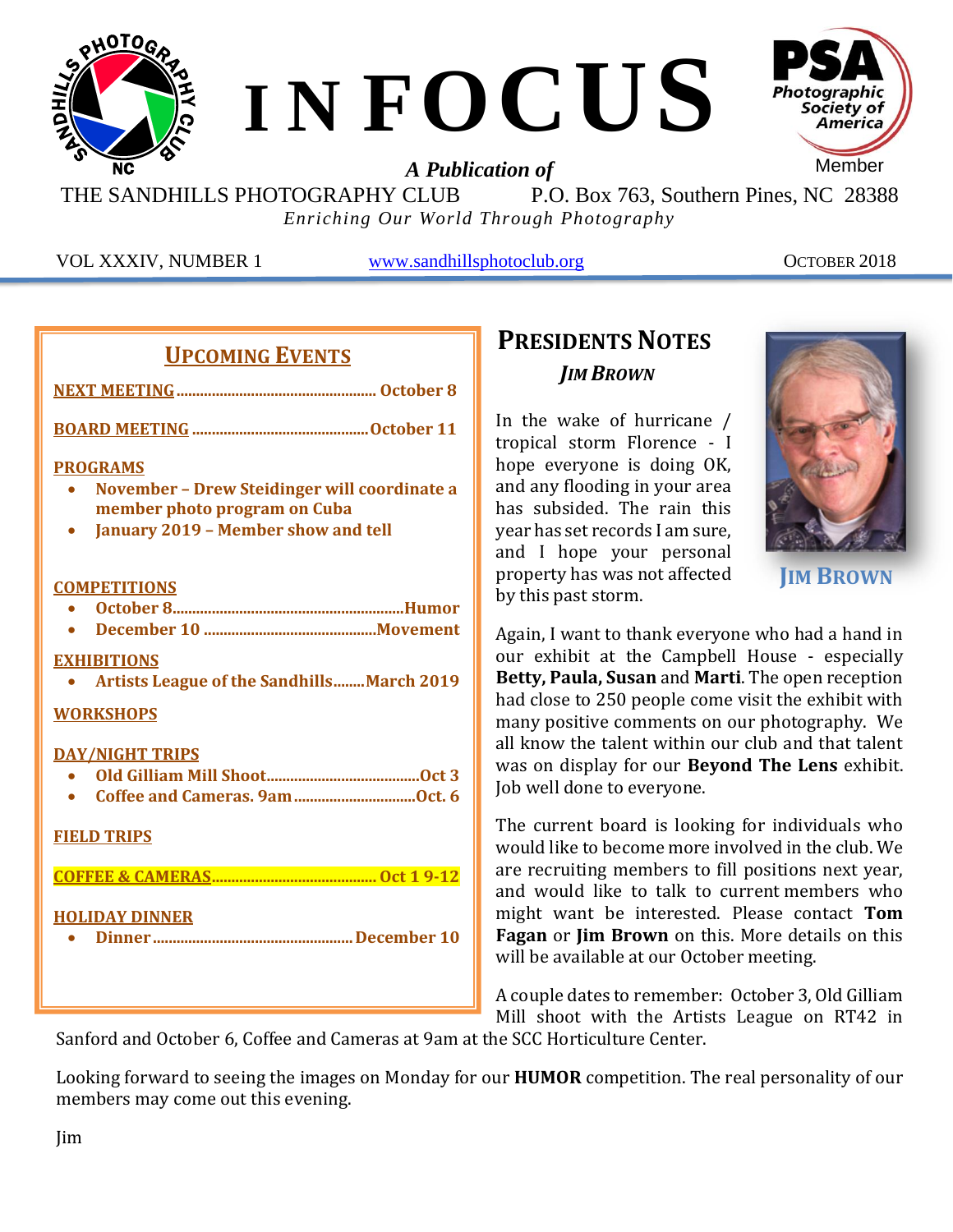# INFOCUS

***A Publication of***

THE SANDHILLS PHOTOGRAPHY CLUB P.O. Box 763, Southern Pines, NC 28388

*Enriching Our World Through Photography*

VOL XXXIV, NUMBER 1 www.sandhillsphotoclub.org OCTOBER 2018

## UPCOMING EVENTS

**NEXT MEETING** .................................................. **October 8**

**BOARD MEETING** ............................................ **October 11**

**PROGRAMS**

- **November – Drew Steidinger will coordinate a member photo program on Cuba**
- **January 2019 – Member show and tell**

**COMPETITIONS**

- **October 8**........................................................**Humor**
- **December 10** ............................................**Movement**

**EXHIBITIONS**

- **Artists League of the Sandhills**........**March 2019**

**WORKSHOPS**

**DAY/NIGHT TRIPS**

- **Old Gilliam Mill Shoot**.......................................**Oct 3**
- **Coffee and Cameras. 9am**..............................**Oct. 6**

**FIELD TRIPS**

**COFFEE & CAMERAS**.......................................... **Oct 1 9-12**

**HOLIDAY DINNER**

- **Dinner**.................................................. **December 10**

## PRESIDENTS NOTES

***JIM BROWN***

**JIM BROWN**

In the wake of hurricane / tropical storm Florence - I hope everyone is doing OK, and any flooding in your area has subsided. The rain this year has set records I am sure, and I hope your personal property has was not affected by this past storm.

Again, I want to thank everyone who had a hand in our exhibit at the Campbell House - especially **Betty, Paula, Susan** and **Marti**. The open reception had close to 250 people come visit the exhibit with many positive comments on our photography. We all know the talent within our club and that talent was on display for our **Beyond The Lens** exhibit. Job well done to everyone.

The current board is looking for individuals who would like to become more involved in the club. We are recruiting members to fill positions next year, and would like to talk to current members who might want be interested. Please contact **Tom Fagan** or **Jim Brown** on this. More details on this will be available at our October meeting.

A couple dates to remember: October 3, Old Gilliam Mill shoot with the Artists League on RT42 in Sanford and October 6, Coffee and Cameras at 9am at the SCC Horticulture Center.

Looking forward to seeing the images on Monday for our **HUMOR** competition. The real personality of our members may come out this evening.

Jim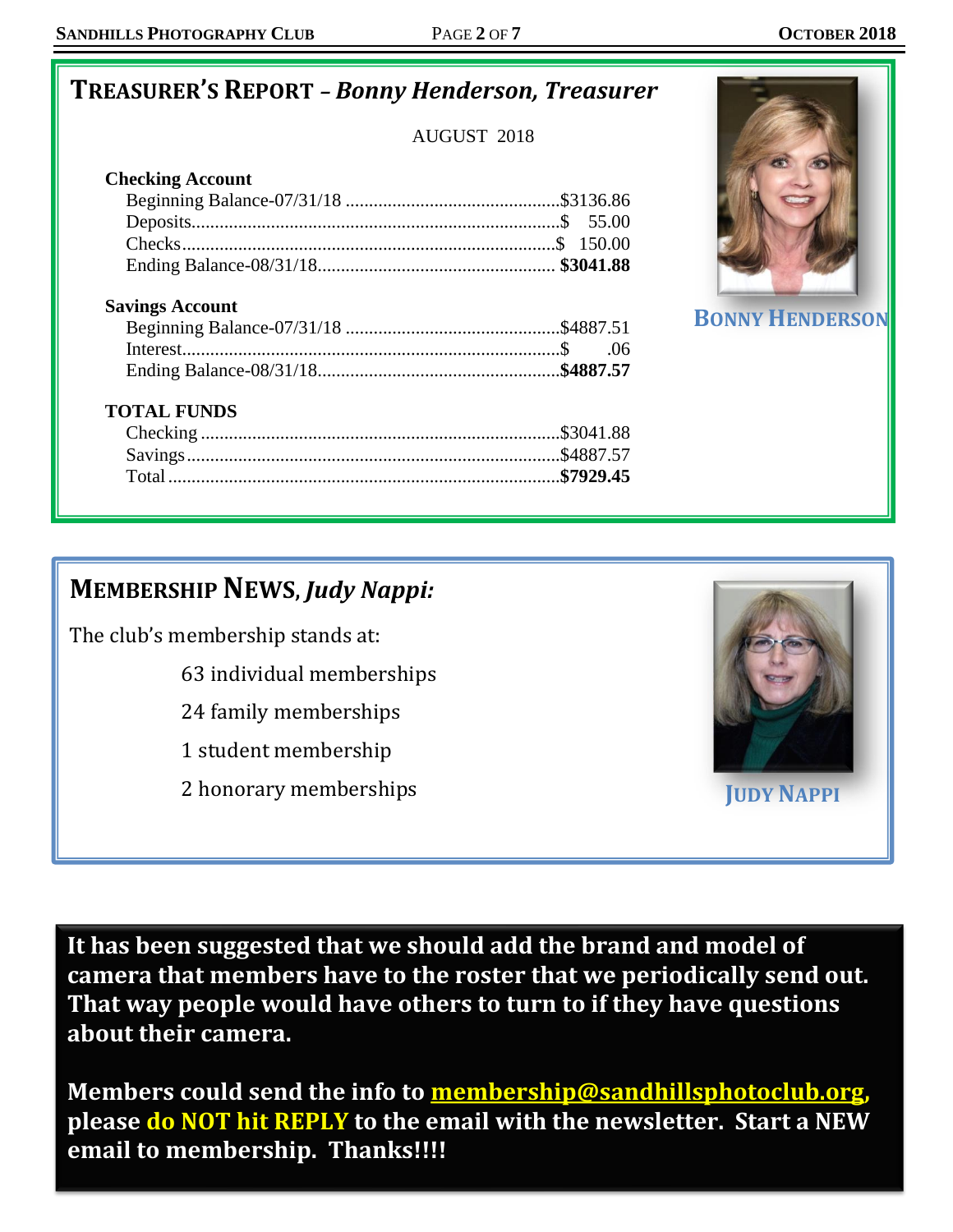## TREASURER'S REPORT – *Bonny Henderson, Treasurer*

AUGUST 2018

**Checking Account**

| | |
|---|---|
| Beginning Balance-07/31/18 | $3136.86 |
| Deposits | $ 55.00 |
| Checks | $ 150.00 |
| Ending Balance-08/31/18 | **$3041.88** |

**Savings Account**

| | |
|---|---|
| Beginning Balance-07/31/18 | $4887.51 |
| Interest | $ .06 |
| Ending Balance-08/31/18 | **$4887.57** |

**TOTAL FUNDS**

| | |
|---|---|
| Checking | $3041.88 |
| Savings | $4887.57 |
| Total | **$7929.45** |

BONNY HENDERSON

## MEMBERSHIP NEWS, *Judy Nappi:*

The club's membership stands at:

- 63 individual memberships
- 24 family memberships
- 1 student membership
- 2 honorary memberships

JUDY NAPPI

**It has been suggested that we should add the brand and model of camera that members have to the roster that we periodically send out. That way people would have others to turn to if they have questions about their camera.**

**Members could send the info to membership@sandhillsphotoclub.org, please do NOT hit REPLY to the email with the newsletter. Start a NEW email to membership. Thanks!!!!**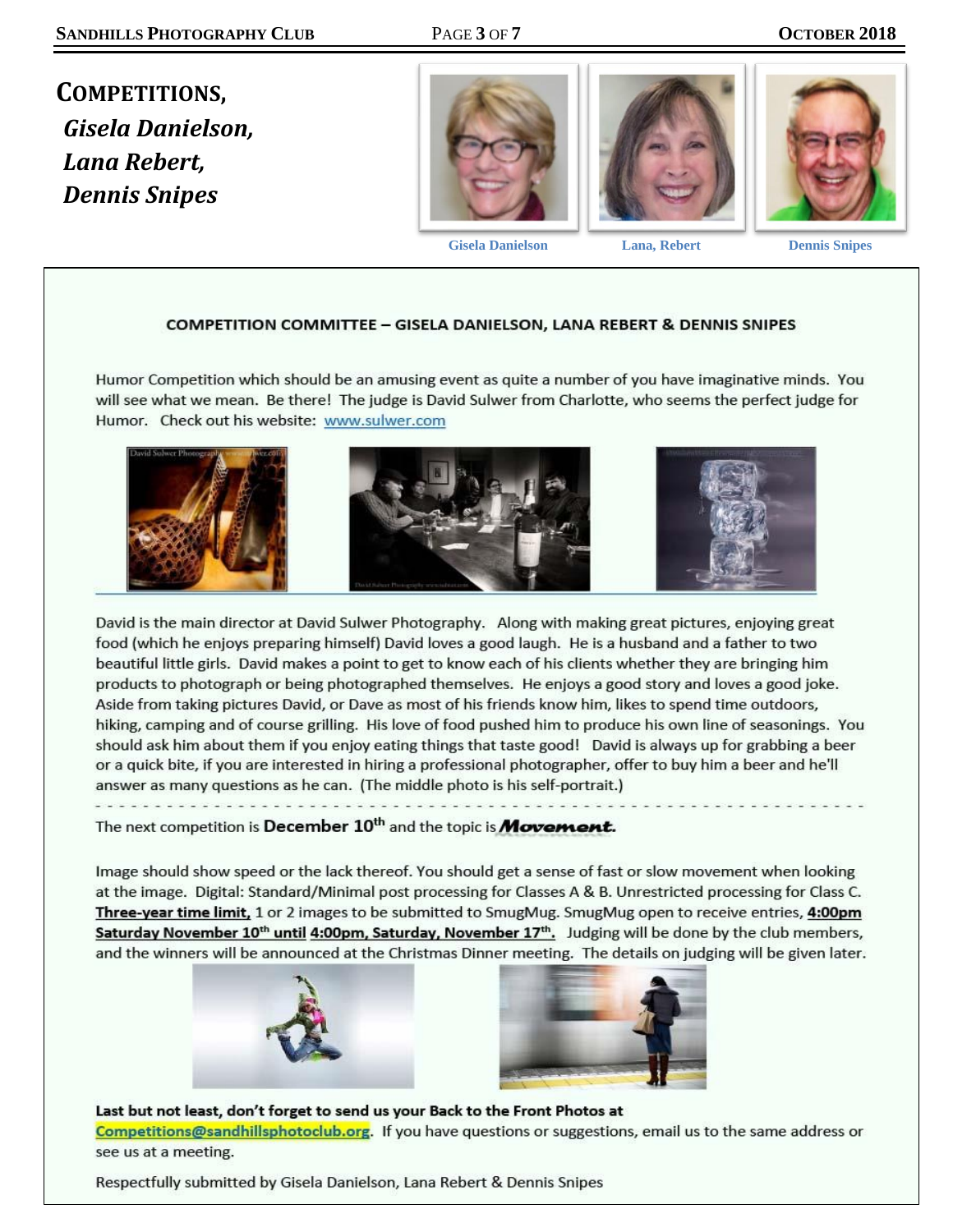# COMPETITIONS,

## *Gisela Danielson, Lana Rebert, Dennis Snipes*

Gisela Danielson    Lana, Rebert    Dennis Snipes

**COMPETITION COMMITTEE – GISELA DANIELSON, LANA REBERT & DENNIS SNIPES**

Humor Competition which should be an amusing event as quite a number of you have imaginative minds. You will see what we mean. Be there! The judge is David Sulwer from Charlotte, who seems the perfect judge for Humor. Check out his website: www.sulwer.com

David is the main director at David Sulwer Photography. Along with making great pictures, enjoying great food (which he enjoys preparing himself) David loves a good laugh. He is a husband and a father to two beautiful little girls. David makes a point to get to know each of his clients whether they are bringing him products to photograph or being photographed themselves. He enjoys a good story and loves a good joke. Aside from taking pictures David, or Dave as most of his friends know him, likes to spend time outdoors, hiking, camping and of course grilling. His love of food pushed him to produce his own line of seasonings. You should ask him about them if you enjoy eating things that taste good! David is always up for grabbing a beer or a quick bite, if you are interested in hiring a professional photographer, offer to buy him a beer and he'll answer as many questions as he can. (The middle photo is his self-portrait.)

---

The next competition is **December 10th** and the topic is ***Movement.***

Image should show speed or the lack thereof. You should get a sense of fast or slow movement when looking at the image. Digital: Standard/Minimal post processing for Classes A & B. Unrestricted processing for Class C. **Three-year time limit,** 1 or 2 images to be submitted to SmugMug. SmugMug open to receive entries, **4:00pm Saturday November 10th until 4:00pm, Saturday, November 17th.** Judging will be done by the club members, and the winners will be announced at the Christmas Dinner meeting. The details on judging will be given later.

**Last but not least, don't forget to send us your Back to the Front Photos at Competitions@sandhillsphotoclub.org**. If you have questions or suggestions, email us to the same address or see us at a meeting.

Respectfully submitted by Gisela Danielson, Lana Rebert & Dennis Snipes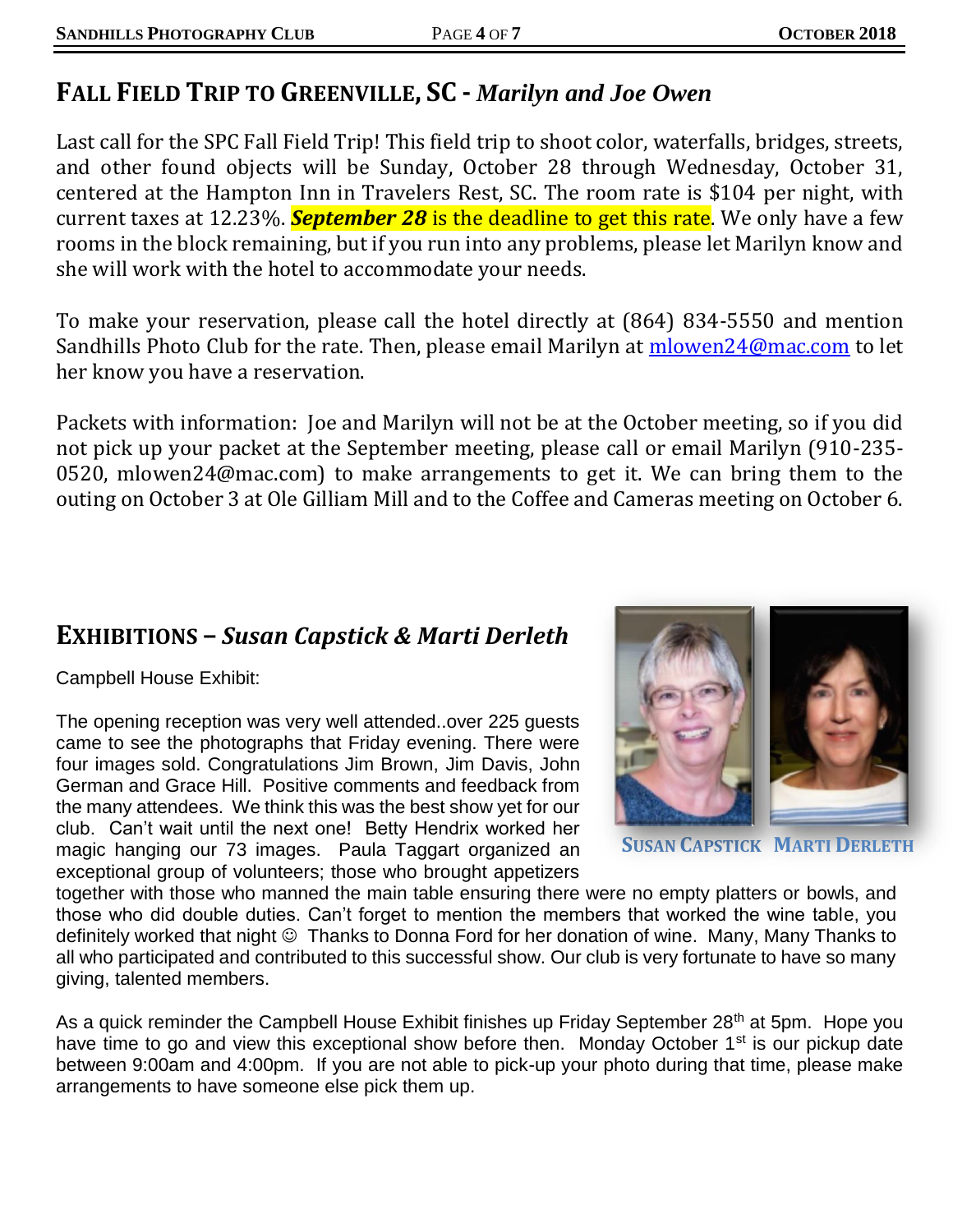## FALL FIELD TRIP TO GREENVILLE, SC - *Marilyn and Joe Owen*

Last call for the SPC Fall Field Trip! This field trip to shoot color, waterfalls, bridges, streets, and other found objects will be Sunday, October 28 through Wednesday, October 31, centered at the Hampton Inn in Travelers Rest, SC. The room rate is $104 per night, with current taxes at 12.23%. ***September 28*** is the deadline to get this rate. We only have a few rooms in the block remaining, but if you run into any problems, please let Marilyn know and she will work with the hotel to accommodate your needs.

To make your reservation, please call the hotel directly at (864) 834-5550 and mention Sandhills Photo Club for the rate. Then, please email Marilyn at mlowen24@mac.com to let her know you have a reservation.

Packets with information: Joe and Marilyn will not be at the October meeting, so if you did not pick up your packet at the September meeting, please call or email Marilyn (910-235-0520, mlowen24@mac.com) to make arrangements to get it. We can bring them to the outing on October 3 at Ole Gilliam Mill and to the Coffee and Cameras meeting on October 6.

## EXHIBITIONS – *Susan Capstick & Marti Derleth*

SUSAN CAPSTICK MARTI DERLETH

Campbell House Exhibit:

The opening reception was very well attended..over 225 guests came to see the photographs that Friday evening. There were four images sold. Congratulations Jim Brown, Jim Davis, John German and Grace Hill. Positive comments and feedback from the many attendees. We think this was the best show yet for our club. Can't wait until the next one! Betty Hendrix worked her magic hanging our 73 images. Paula Taggart organized an exceptional group of volunteers; those who brought appetizers together with those who manned the main table ensuring there were no empty platters or bowls, and those who did double duties. Can't forget to mention the members that worked the wine table, you definitely worked that night ☺ Thanks to Donna Ford for her donation of wine. Many, Many Thanks to all who participated and contributed to this successful show. Our club is very fortunate to have so many giving, talented members.

As a quick reminder the Campbell House Exhibit finishes up Friday September 28th at 5pm. Hope you have time to go and view this exceptional show before then. Monday October 1st is our pickup date between 9:00am and 4:00pm. If you are not able to pick-up your photo during that time, please make arrangements to have someone else pick them up.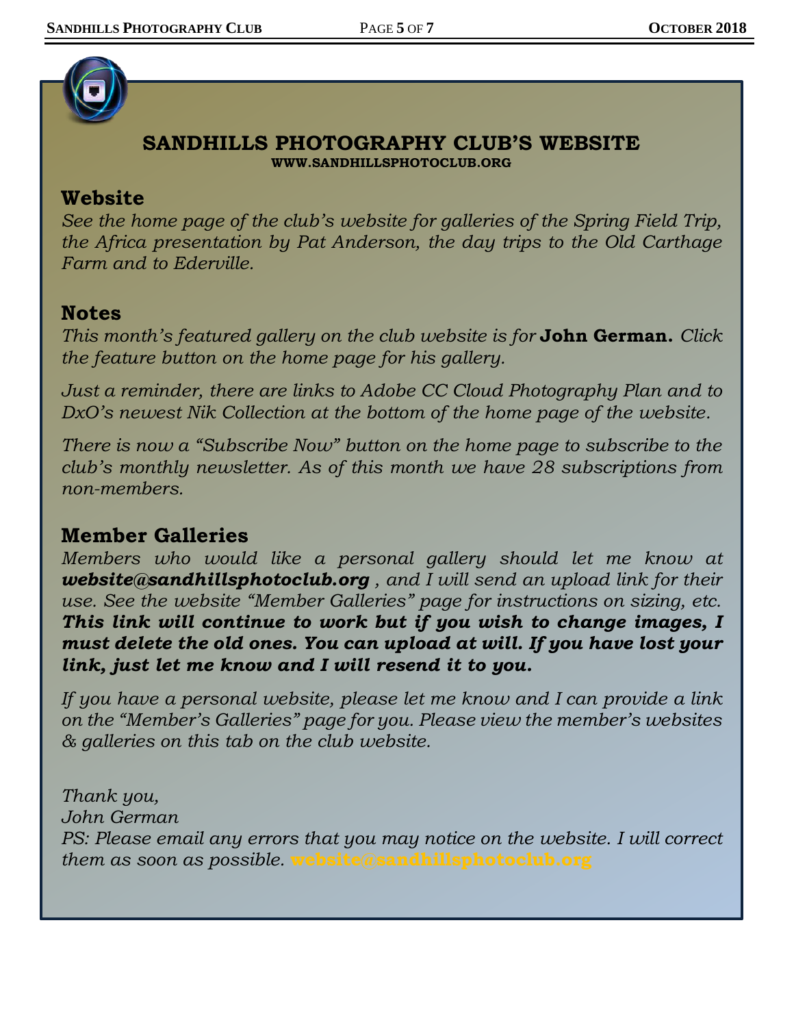## SANDHILLS PHOTOGRAPHY CLUB'S WEBSITE

**WWW.SANDHILLSPHOTOCLUB.ORG**

### Website

*See the home page of the club's website for galleries of the Spring Field Trip, the Africa presentation by Pat Anderson, the day trips to the Old Carthage Farm and to Ederville.*

### Notes

*This month's featured gallery on the club website is for* **John German.** *Click the feature button on the home page for his gallery.*

*Just a reminder, there are links to Adobe CC Cloud Photography Plan and to DxO's newest Nik Collection at the bottom of the home page of the website.*

*There is now a "Subscribe Now" button on the home page to subscribe to the club's monthly newsletter. As of this month we have 28 subscriptions from non-members.*

### Member Galleries

*Members who would like a personal gallery should let me know at **website@sandhillsphotoclub.org** , and I will send an upload link for their use. See the website "Member Galleries" page for instructions on sizing, etc. **This link will continue to work but if you wish to change images, I must delete the old ones. You can upload at will. If you have lost your link, just let me know and I will resend it to you.***

*If you have a personal website, please let me know and I can provide a link on the "Member's Galleries" page for you. Please view the member's websites & galleries on this tab on the club website.*

*Thank you,*
*John German*
*PS: Please email any errors that you may notice on the website. I will correct them as soon as possible.* **website@sandhillsphotoclub.org**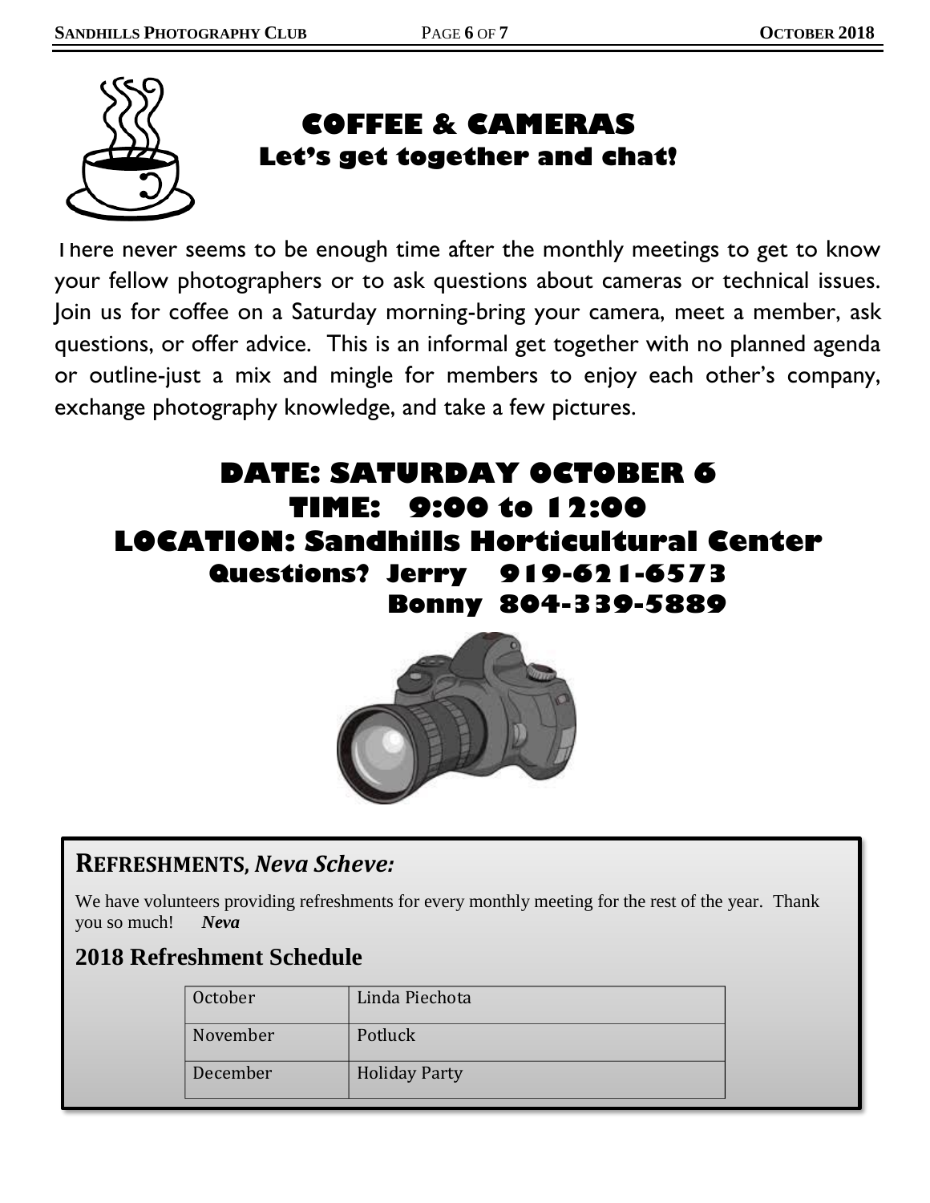# COFFEE & CAMERAS

## Let's get together and chat!

There never seems to be enough time after the monthly meetings to get to know your fellow photographers or to ask questions about cameras or technical issues. Join us for coffee on a Saturday morning-bring your camera, meet a member, ask questions, or offer advice. This is an informal get together with no planned agenda or outline-just a mix and mingle for members to enjoy each other's company, exchange photography knowledge, and take a few pictures.

**DATE: SATURDAY OCTOBER 6**

**TIME: 9:00 to 12:00**

**LOCATION: Sandhills Horticultural Center**

**Questions? Jerry 919-621-6573**

**Bonny 804-339-5889**

## REFRESHMENTS, *Neva Scheve:*

We have volunteers providing refreshments for every monthly meeting for the rest of the year. Thank you so much! ***Neva***

### 2018 Refreshment Schedule

| | |
|---|---|
| October | Linda Piechota |
| November | Potluck |
| December | Holiday Party |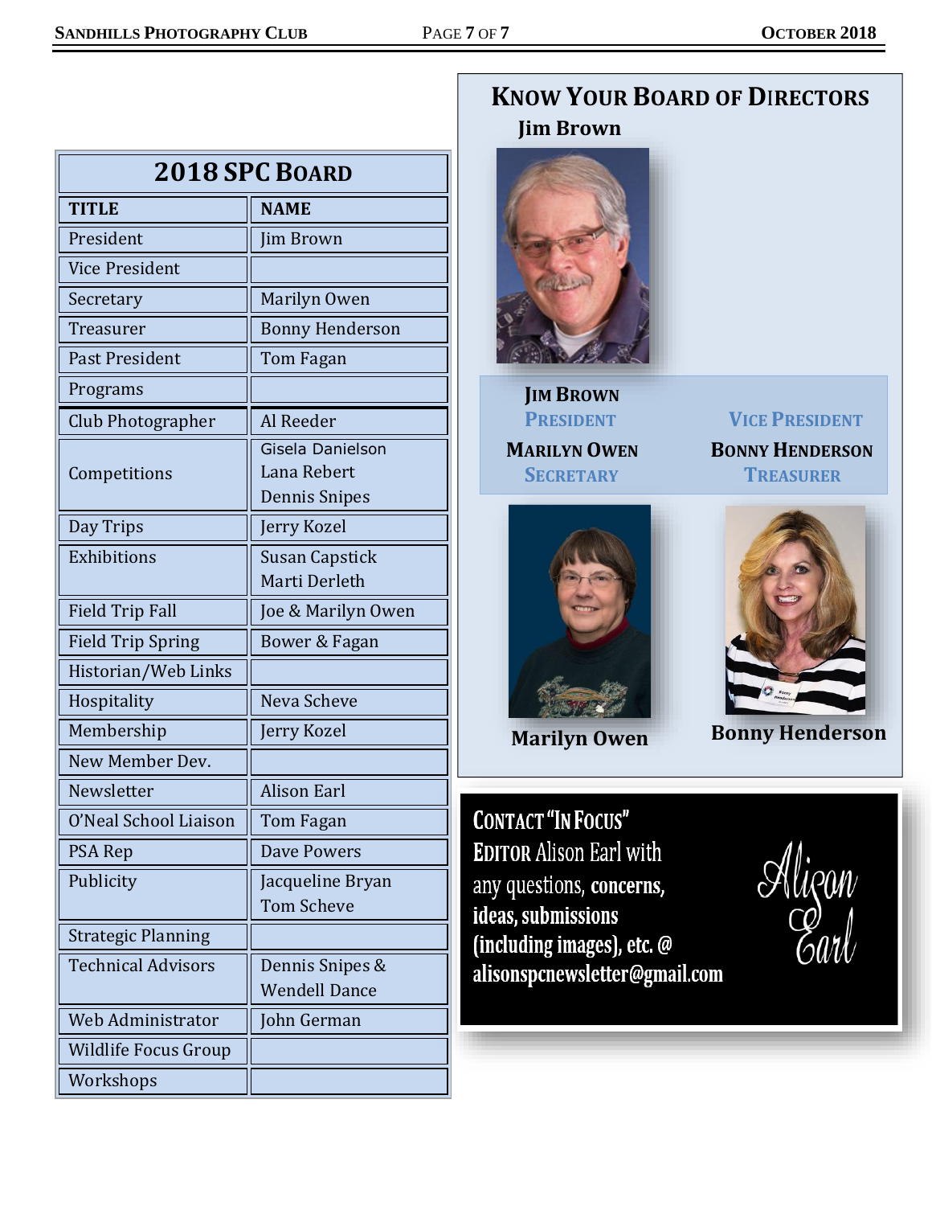## 2018 SPC Board

| TITLE | NAME |
|---|---|
| President | Jim Brown |
| Vice President | |
| Secretary | Marilyn Owen |
| Treasurer | Bonny Henderson |
| Past President | Tom Fagan |
| Programs | |
| Club Photographer | Al Reeder |
| Competitions | Gisela Danielson<br>Lana Rebert<br>Dennis Snipes |
| Day Trips | Jerry Kozel |
| Exhibitions | Susan Capstick<br>Marti Derleth |
| Field Trip Fall | Joe & Marilyn Owen |
| Field Trip Spring | Bower & Fagan |
| Historian/Web Links | |
| Hospitality | Neva Scheve |
| Membership | Jerry Kozel |
| New Member Dev. | |
| Newsletter | Alison Earl |
| O'Neal School Liaison | Tom Fagan |
| PSA Rep | Dave Powers |
| Publicity | Jacqueline Bryan<br>Tom Scheve |
| Strategic Planning | |
| Technical Advisors | Dennis Snipes &<br>Wendell Dance |
| Web Administrator | John German |
| Wildlife Focus Group | |
| Workshops | |

## Know Your Board of Directors

**Jim Brown**

**Jim Brown**
President

Vice President

**Marilyn Owen**
Secretary

**Bonny Henderson**
Treasurer

**Marilyn Owen**

**Bonny Henderson**

**Contact "In Focus" Editor** Alison Earl with any questions, **concerns, ideas, submissions (including images), etc. @ alisonspcnewsletter@gmail.com**

Alison Earl